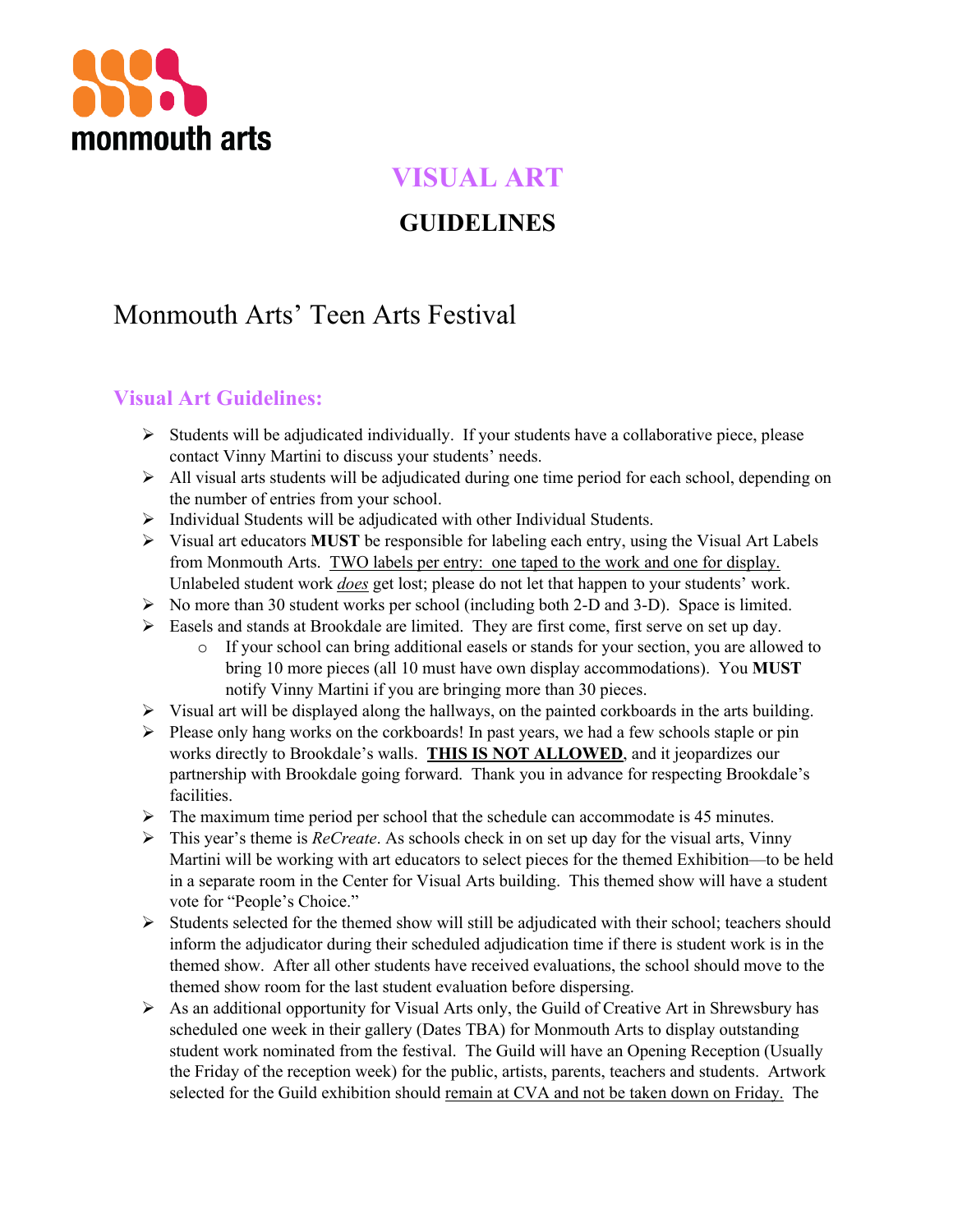monmouth arts

# VISUAL ART

## GUIDELINES

# Monmouth Arts' Teen Arts Festival

### Visual Art Guidelines:

- Students will be adjudicated individually. If your students have a collaborative piece, please contact Vinny Martini to discuss your students' needs.
- All visual arts students will be adjudicated during one time period for each school, depending on the number of entries from your school.
- Individual Students will be adjudicated with other Individual Students.
- Visual art educators **MUST** be responsible for labeling each entry, using the Visual Art Labels from Monmouth Arts. <u>TWO labels per entry: one taped to the work and one for display.</u> Unlabeled student work <u>*does*</u> get lost; please do not let that happen to your students' work.
- No more than 30 student works per school (including both 2-D and 3-D). Space is limited.
- Easels and stands at Brookdale are limited. They are first come, first serve on set up day.
    - If your school can bring additional easels or stands for your section, you are allowed to bring 10 more pieces (all 10 must have own display accommodations). You **MUST** notify Vinny Martini if you are bringing more than 30 pieces.
- Visual art will be displayed along the hallways, on the painted corkboards in the arts building.
- Please only hang works on the corkboards! In past years, we had a few schools staple or pin works directly to Brookdale's walls. **<u>THIS IS NOT ALLOWED</u>**, and it jeopardizes our partnership with Brookdale going forward. Thank you in advance for respecting Brookdale's facilities.
- The maximum time period per school that the schedule can accommodate is 45 minutes.
- This year's theme is *ReCreate*. As schools check in on set up day for the visual arts, Vinny Martini will be working with art educators to select pieces for the themed Exhibition—to be held in a separate room in the Center for Visual Arts building. This themed show will have a student vote for "People's Choice."
- Students selected for the themed show will still be adjudicated with their school; teachers should inform the adjudicator during their scheduled adjudication time if there is student work is in the themed show. After all other students have received evaluations, the school should move to the themed show room for the last student evaluation before dispersing.
- As an additional opportunity for Visual Arts only, the Guild of Creative Art in Shrewsbury has scheduled one week in their gallery (Dates TBA) for Monmouth Arts to display outstanding student work nominated from the festival. The Guild will have an Opening Reception (Usually the Friday of the reception week) for the public, artists, parents, teachers and students. Artwork selected for the Guild exhibition should <u>remain at CVA and not be taken down on Friday.</u> The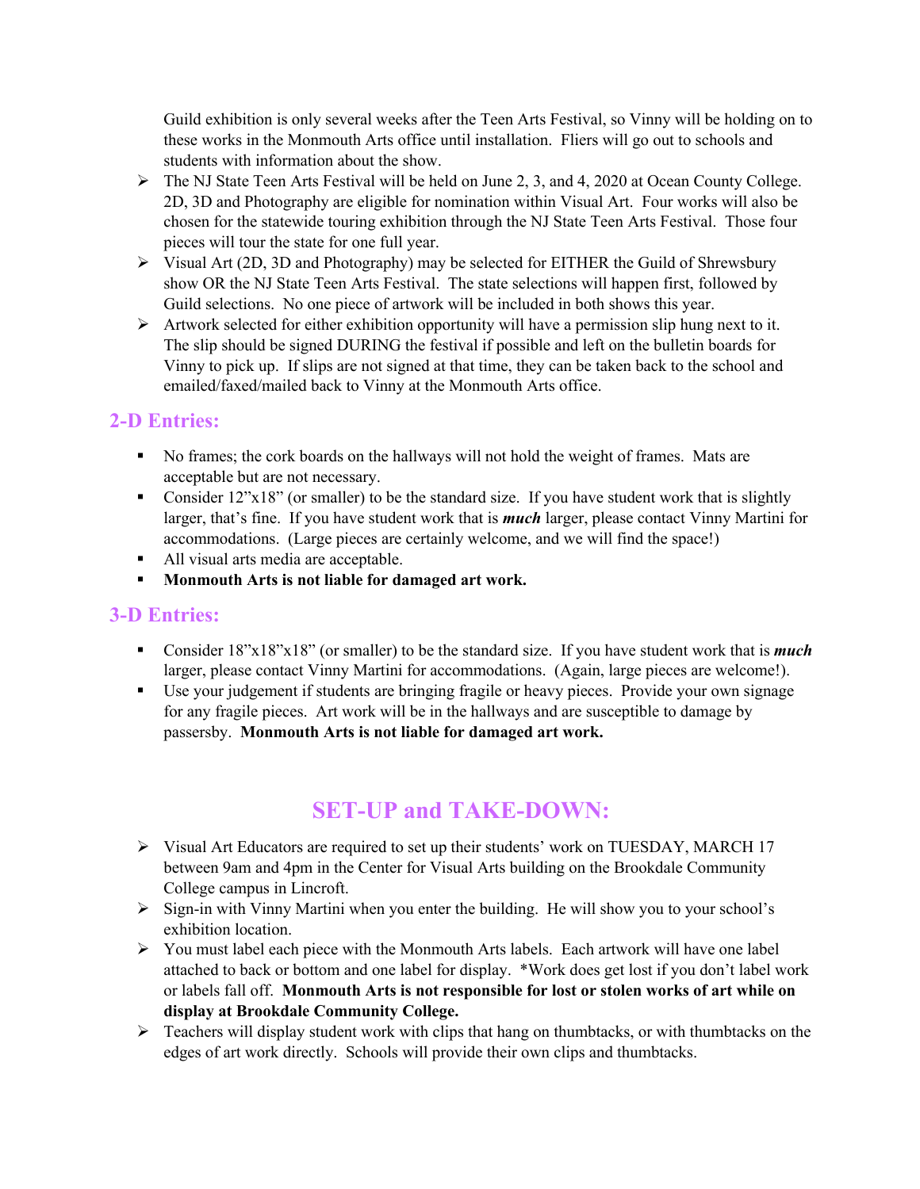Guild exhibition is only several weeks after the Teen Arts Festival, so Vinny will be holding on to these works in the Monmouth Arts office until installation. Fliers will go out to schools and students with information about the show.

- The NJ State Teen Arts Festival will be held on June 2, 3, and 4, 2020 at Ocean County College. 2D, 3D and Photography are eligible for nomination within Visual Art. Four works will also be chosen for the statewide touring exhibition through the NJ State Teen Arts Festival. Those four pieces will tour the state for one full year.
- Visual Art (2D, 3D and Photography) may be selected for EITHER the Guild of Shrewsbury show OR the NJ State Teen Arts Festival. The state selections will happen first, followed by Guild selections. No one piece of artwork will be included in both shows this year.
- Artwork selected for either exhibition opportunity will have a permission slip hung next to it. The slip should be signed DURING the festival if possible and left on the bulletin boards for Vinny to pick up. If slips are not signed at that time, they can be taken back to the school and emailed/faxed/mailed back to Vinny at the Monmouth Arts office.

## 2-D Entries:

- No frames; the cork boards on the hallways will not hold the weight of frames. Mats are acceptable but are not necessary.
- Consider 12"x18" (or smaller) to be the standard size. If you have student work that is slightly larger, that's fine. If you have student work that is ***much*** larger, please contact Vinny Martini for accommodations. (Large pieces are certainly welcome, and we will find the space!)
- All visual arts media are acceptable.
- **Monmouth Arts is not liable for damaged art work.**

## 3-D Entries:

- Consider 18"x18"x18" (or smaller) to be the standard size. If you have student work that is ***much*** larger, please contact Vinny Martini for accommodations. (Again, large pieces are welcome!).
- Use your judgement if students are bringing fragile or heavy pieces. Provide your own signage for any fragile pieces. Art work will be in the hallways and are susceptible to damage by passersby. **Monmouth Arts is not liable for damaged art work.**

# SET-UP and TAKE-DOWN:

- Visual Art Educators are required to set up their students' work on TUESDAY, MARCH 17 between 9am and 4pm in the Center for Visual Arts building on the Brookdale Community College campus in Lincroft.
- Sign-in with Vinny Martini when you enter the building. He will show you to your school's exhibition location.
- You must label each piece with the Monmouth Arts labels. Each artwork will have one label attached to back or bottom and one label for display. *Work does get lost if you don't label work or labels fall off. **Monmouth Arts is not responsible for lost or stolen works of art while on display at Brookdale Community College.**
- Teachers will display student work with clips that hang on thumbtacks, or with thumbtacks on the edges of art work directly. Schools will provide their own clips and thumbtacks.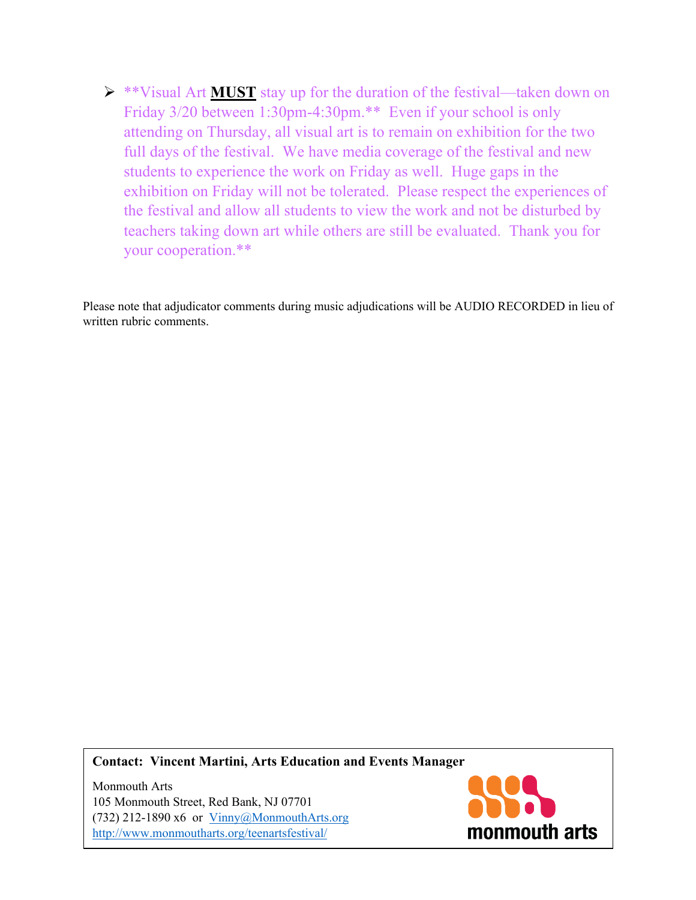- **Visual Art **MUST** stay up for the duration of the festival—taken down on Friday 3/20 between 1:30pm-4:30pm.** Even if your school is only attending on Thursday, all visual art is to remain on exhibition for the two full days of the festival. We have media coverage of the festival and new students to experience the work on Friday as well. Huge gaps in the exhibition on Friday will not be tolerated. Please respect the experiences of the festival and allow all students to view the work and not be disturbed by teachers taking down art while others are still be evaluated. Thank you for your cooperation.**

Please note that adjudicator comments during music adjudications will be AUDIO RECORDED in lieu of written rubric comments.

**Contact: Vincent Martini, Arts Education and Events Manager**

Monmouth Arts
105 Monmouth Street, Red Bank, NJ 07701
(732) 212-1890 x6 or [Vinny@MonmouthArts.org](mailto:Vinny@MonmouthArts.org)
[http://www.monmoutharts.org/teenartsfestival/](http://www.monmoutharts.org/teenartsfestival/)

monmouth arts